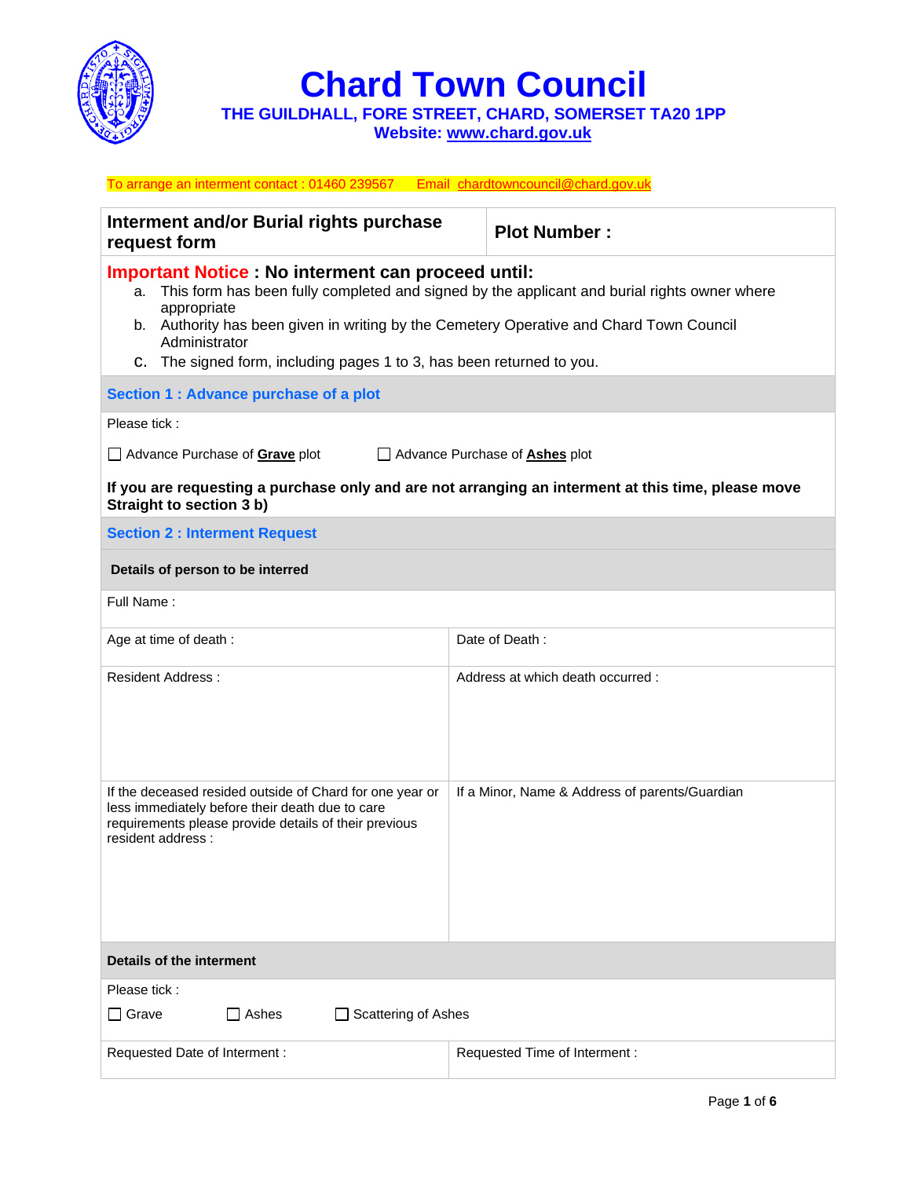# Chard Town Council

**THE GUILDHALL, FORE STREET, CHARD, SOMERSET TA20 1PP**
**Website: www.chard.gov.uk**

To arrange an interment contact : 01460 239567     Email chardtowncouncil@chard.gov.uk

| **Interment and/or Burial rights purchase request form** | **Plot Number :** |
|---|---|

**Important Notice : No interment can proceed until:**

a. This form has been fully completed and signed by the applicant and burial rights owner where appropriate
b. Authority has been given in writing by the Cemetery Operative and Chard Town Council Administrator
c. The signed form, including pages 1 to 3, has been returned to you.

## Section 1 : Advance purchase of a plot

Please tick :

☐ Advance Purchase of **Grave** plot     ☐ Advance Purchase of **Ashes** plot

**If you are requesting a purchase only and are not arranging an interment at this time, please move Straight to section 3 b)**

## Section 2 : Interment Request

**Details of person to be interred**

| Full Name : | |
|---|---|
| Age at time of death : | Date of Death : |
| Resident Address : | Address at which death occurred : |
| If the deceased resided outside of Chard for one year or less immediately before their death due to care requirements please provide details of their previous resident address : | If a Minor, Name & Address of parents/Guardian |

**Details of the interment**

Please tick :

☐ Grave     ☐ Ashes     ☐ Scattering of Ashes

| Requested Date of Interment : | Requested Time of Interment : |
|---|---|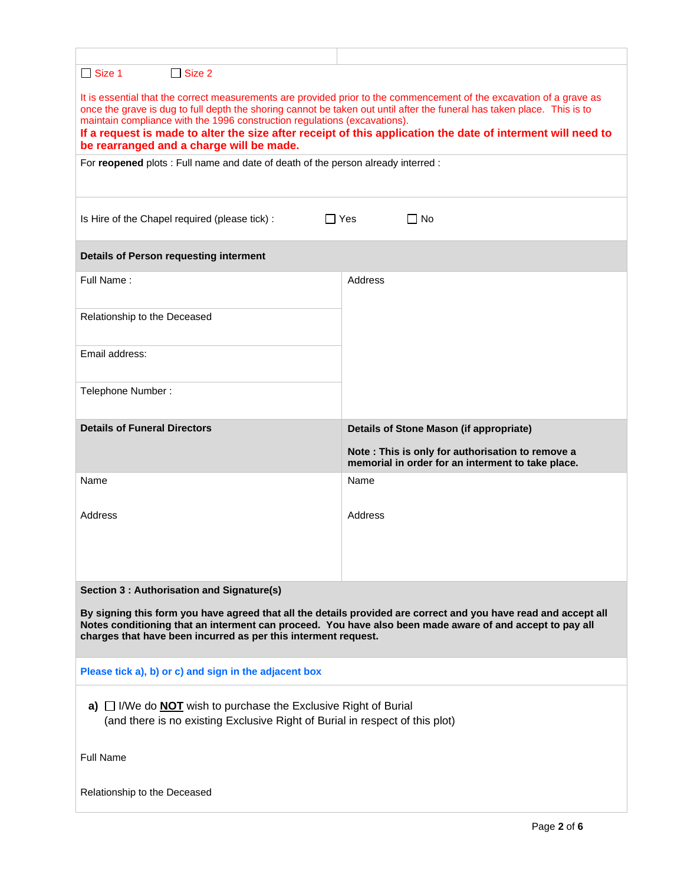| | |
|---|---|

☐ Size 1 ☐ Size 2

It is essential that the correct measurements are provided prior to the commencement of the excavation of a grave as once the grave is dug to full depth the shoring cannot be taken out until after the funeral has taken place. This is to maintain compliance with the 1996 construction regulations (excavations).

**If a request is made to alter the size after receipt of this application the date of interment will need to be rearranged and a charge will be made.**

For **reopened** plots : Full name and date of death of the person already interred :

Is Hire of the Chapel required (please tick) : ☐ Yes ☐ No

**Details of Person requesting interment**

| Full Name : | Address |
|---|---|
| Relationship to the Deceased | |
| Email address: | |
| Telephone Number : | |

| **Details of Funeral Directors** | **Details of Stone Mason (if appropriate)**<br><br>**Note : This is only for authorisation to remove a memorial in order for an interment to take place.** |
|---|---|
| Name<br><br>Address | Name<br><br>Address |

**Section 3 : Authorisation and Signature(s)**

**By signing this form you have agreed that all the details provided are correct and you have read and accept all Notes conditioning that an interment can proceed. You have also been made aware of and accept to pay all charges that have been incurred as per this interment request.**

**Please tick a), b) or c) and sign in the adjacent box**

**a)** ☐ I/We do **NOT** wish to purchase the Exclusive Right of Burial (and there is no existing Exclusive Right of Burial in respect of this plot)

Full Name

Relationship to the Deceased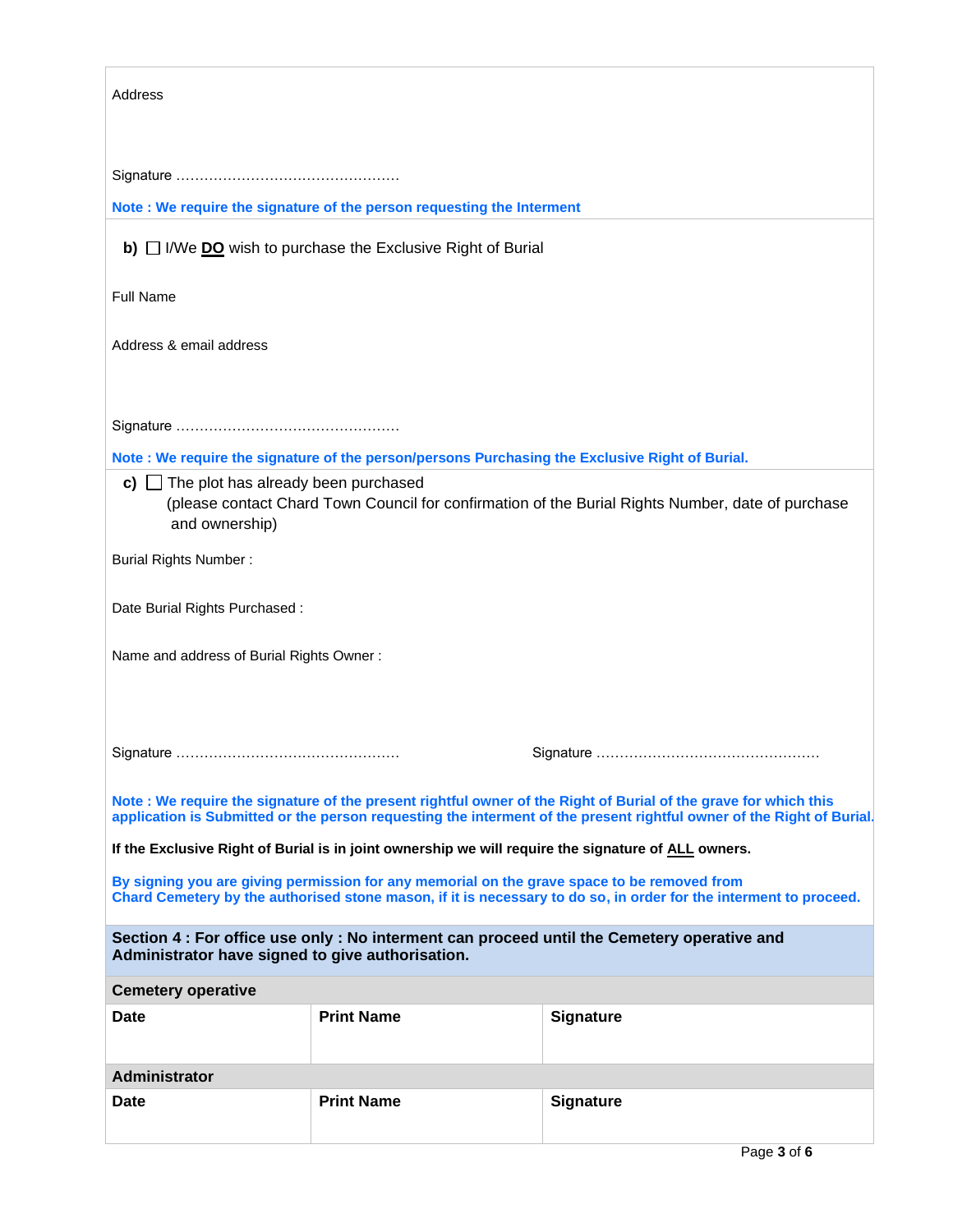Address

Signature …………………………………………

**Note : We require the signature of the person requesting the Interment**

**b)** ☐ I/We **DO** wish to purchase the Exclusive Right of Burial

Full Name

Address & email address

Signature …………………………………………

**Note : We require the signature of the person/persons Purchasing the Exclusive Right of Burial.**

**c)** ☐ The plot has already been purchased
(please contact Chard Town Council for confirmation of the Burial Rights Number, date of purchase and ownership)

Burial Rights Number :

Date Burial Rights Purchased :

Name and address of Burial Rights Owner :

Signature …………………………………………  Signature …………………………………………

**Note : We require the signature of the present rightful owner of the Right of Burial of the grave for which this application is Submitted or the person requesting the interment of the present rightful owner of the Right of Burial.**

**If the Exclusive Right of Burial is in joint ownership we will require the signature of ALL owners.**

**By signing you are giving permission for any memorial on the grave space to be removed from Chard Cemetery by the authorised stone mason, if it is necessary to do so, in order for the interment to proceed.**

## Section 4 : For office use only : No interment can proceed until the Cemetery operative and Administrator have signed to give authorisation.

| **Cemetery operative** | | |
|---|---|---|
| **Date** | **Print Name** | **Signature** |
| **Administrator** | | |
| **Date** | **Print Name** | **Signature** |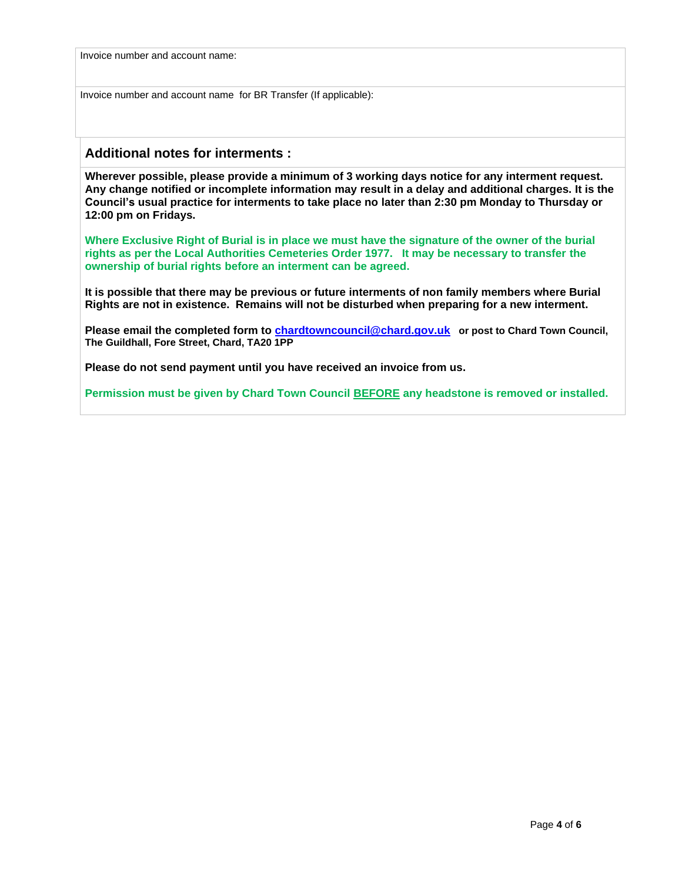| Invoice number and account name: |
| --- |
| Invoice number and account name for BR Transfer (If applicable): |

## Additional notes for interments :

**Wherever possible, please provide a minimum of 3 working days notice for any interment request. Any change notified or incomplete information may result in a delay and additional charges. It is the Council's usual practice for interments to take place no later than 2:30 pm Monday to Thursday or 12:00 pm on Fridays.**

**Where Exclusive Right of Burial is in place we must have the signature of the owner of the burial rights as per the Local Authorities Cemeteries Order 1977. It may be necessary to transfer the ownership of burial rights before an interment can be agreed.**

**It is possible that there may be previous or future interments of non family members where Burial Rights are not in existence. Remains will not be disturbed when preparing for a new interment.**

**Please email the completed form to chardtowncouncil@chard.gov.uk or post to Chard Town Council, The Guildhall, Fore Street, Chard, TA20 1PP**

**Please do not send payment until you have received an invoice from us.**

**Permission must be given by Chard Town Council BEFORE any headstone is removed or installed.**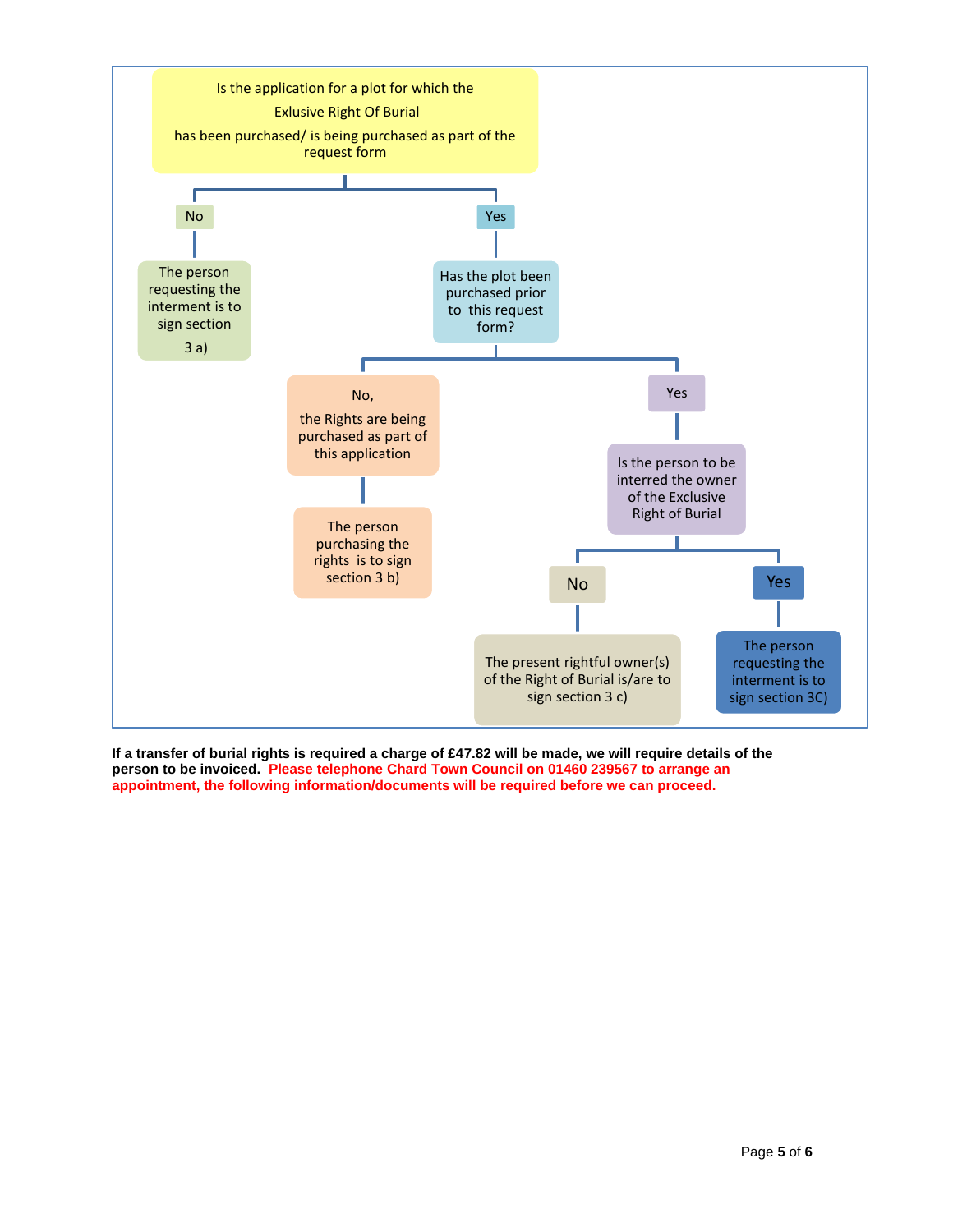Is the application for a plot for which the Exlusive Right Of Burial has been purchased/ is being purchased as part of the request form

- **No**
  - The person requesting the interment is to sign section 3 a)
- **Yes**
  - Has the plot been purchased prior to this request form?
    - **No,** the Rights are being purchased as part of this application
      - The person purchasing the rights is to sign section 3 b)
    - **Yes**
      - Is the person to be interred the owner of the Exclusive Right of Burial
        - **No**
          - The present rightful owner(s) of the Right of Burial is/are to sign section 3 c)
        - **Yes**
          - The person requesting the interment is to sign section 3C)

**If a transfer of burial rights is required a charge of £47.82 will be made, we will require details of the person to be invoiced. Please telephone Chard Town Council on 01460 239567 to arrange an appointment, the following information/documents will be required before we can proceed.**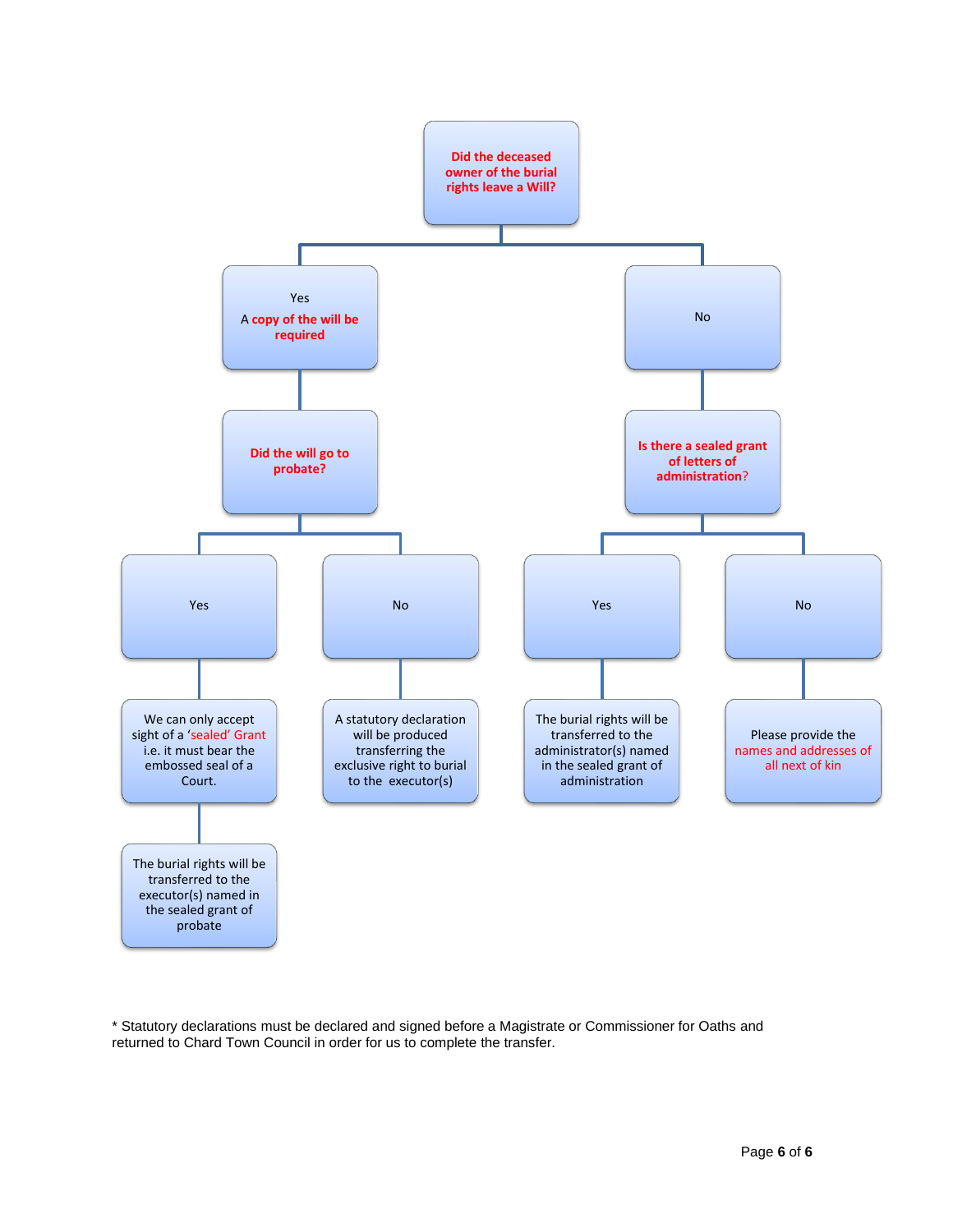**Did the deceased owner of the burial rights leave a Will?**

- Yes

  A **copy of the will be required**

  - **Did the will go to probate?**
    - Yes
      - We can only accept sight of a 'sealed' Grant i.e. it must bear the embossed seal of a Court.
        - The burial rights will be transferred to the executor(s) named in the sealed grant of probate
    - No
      - A statutory declaration will be produced transferring the exclusive right to burial to the executor(s)

- No
  - **Is there a sealed grant of letters of administration?**
    - Yes
      - The burial rights will be transferred to the administrator(s) named in the sealed grant of administration
    - No
      - Please provide the names and addresses of all next of kin

* Statutory declarations must be declared and signed before a Magistrate or Commissioner for Oaths and returned to Chard Town Council in order for us to complete the transfer.